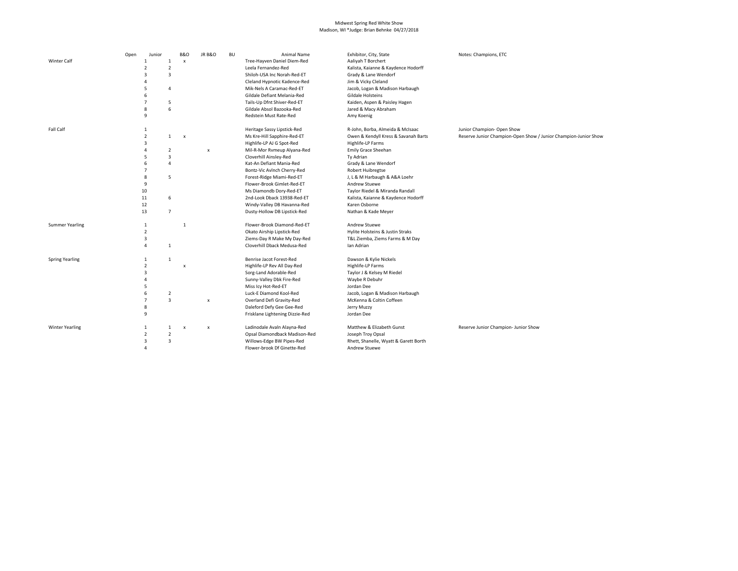Midwest Spring Red White Show
Madison, WI *Judge: Brian Behnke 04/27/2018

| | Open | Junior | B&O | JR B&O | BU | Animal Name | Exhibitor, City, State | Notes: Champions, ETC |
|---|---|---|---|---|---|---|---|---|
| Winter Calf | 1 | 1 | x | | | Tree-Hayven Daniel Diem-Red | Aaliyah T Borchert | |
| | 2 | 2 | | | | Leela Fernandez-Red | Kalista, Kaianne & Kaydence Hodorff | |
| | 3 | 3 | | | | Shiloh-USA Inc Norah-Red-ET | Grady & Lane Wendorf | |
| | 4 | | | | | Cleland Hypnotic Kadence-Red | Jim & Vicky Cleland | |
| | 5 | 4 | | | | Mik-Nels A Caramac-Red-ET | Jacob, Logan & Madison Harbaugh | |
| | 6 | | | | | Gildale Defiant Melania-Red | Gildale Holsteins | |
| | 7 | 5 | | | | Tails-Up Dfnt Shiver-Red-ET | Kaiden, Aspen & Paisley Hagen | |
| | 8 | 6 | | | | Gildale Absol Bazooka-Red | Jared & Macy Abraham | |
| | 9 | | | | | Redstein Must Rate-Red | Amy Koenig | |
| Fall Calf | 1 | | | | | Heritage Sassy Lipstick-Red | R-John, Borba, Almeida & McIsaac | Junior Champion- Open Show |
| | 2 | 1 | x | | | Ms Kre-Hill Sapphire-Red-ET | Owen & Kendyll Kress & Savanah Barts | Reserve Junior Champion-Open Show / Junior Champion-Junior Show |
| | 3 | | | | | Highlife-LP AJ G Spot-Red | Highlife-LP Farms | |
| | 4 | 2 | | x | | Mil-R-Mor Rvmeup Alyana-Red | Emily Grace Sheehan | |
| | 5 | 3 | | | | Cloverhill Ainsley-Red | Ty Adrian | |
| | 6 | 4 | | | | Kat-An Defiant Mania-Red | Grady & Lane Wendorf | |
| | 7 | | | | | Bontz-Vic Avlnch Cherry-Red | Robert Huibregtse | |
| | 8 | 5 | | | | Forest-Ridge Miami-Red-ET | J, L & M Harbaugh & A&A Loehr | |
| | 9 | | | | | Flower-Brook Gimlet-Red-ET | Andrew Stuewe | |
| | 10 | | | | | Ms Diamondb Dory-Red-ET | Taylor Riedel & Miranda Randall | |
| | 11 | 6 | | | | 2nd-Look Dback 13938-Red-ET | Kalista, Kaianne & Kaydence Hodorff | |
| | 12 | | | | | Windy-Valley DB Havanna-Red | Karen Osborne | |
| | 13 | 7 | | | | Dusty-Hollow DB Lipstick-Red | Nathan & Kade Meyer | |
| Summer Yearling | 1 | | 1 | | | Flower-Brook Diamond-Red-ET | Andrew Stuewe | |
| | 2 | | | | | Okato Airship Lipstick-Red | Hylite Holsteins & Justin Straks | |
| | 3 | | | | | Ziems-Day R Make My Day-Red | T&L Ziemba, Ziems Farms & M Day | |
| | 4 | 1 | | | | Cloverhill Dback Medusa-Red | Ian Adrian | |
| Spring Yearling | 1 | 1 | | | | Benrise Jacot Forest-Red | Dawson & Kylie Nickels | |
| | 2 | | x | | | Highlife-LP Rev All Day-Red | Highlife-LP Farms | |
| | 3 | | | | | Sorg-Land Adorable-Red | Taylor J & Kelsey M Riedel | |
| | 4 | | | | | Sunny-Valley Dbk Fire-Red | Waybe R Debuhr | |
| | 5 | | | | | Miss Icy Hot-Red-ET | Jordan Dee | |
| | 6 | 2 | | | | Luck-E Diamond Kool-Red | Jacob, Logan & Madison Harbaugh | |
| | 7 | 3 | | x | | Overland Defi Gravity-Red | McKenna & Coltin Coffeen | |
| | 8 | | | | | Daleford Defy Gee Gee-Red | Jerry Muzzy | |
| | 9 | | | | | Frisklane Lightening Dizzie-Red | Jordan Dee | |
| Winter Yearling | 1 | 1 | x | x | | Ladinodale Avaln Alayna-Red | Matthew & Elizabeth Gunst | Reserve Junior Champion- Junior Show |
| | 2 | 2 | | | | Opsal Diamondback Madison-Red | Joseph Troy Opsal | |
| | 3 | 3 | | | | Willows-Edge BW Pipes-Red | Rhett, Shanelle, Wyatt & Garett Borth | |
| | 4 | | | | | Flower-brook Df Ginette-Red | Andrew Stuewe | |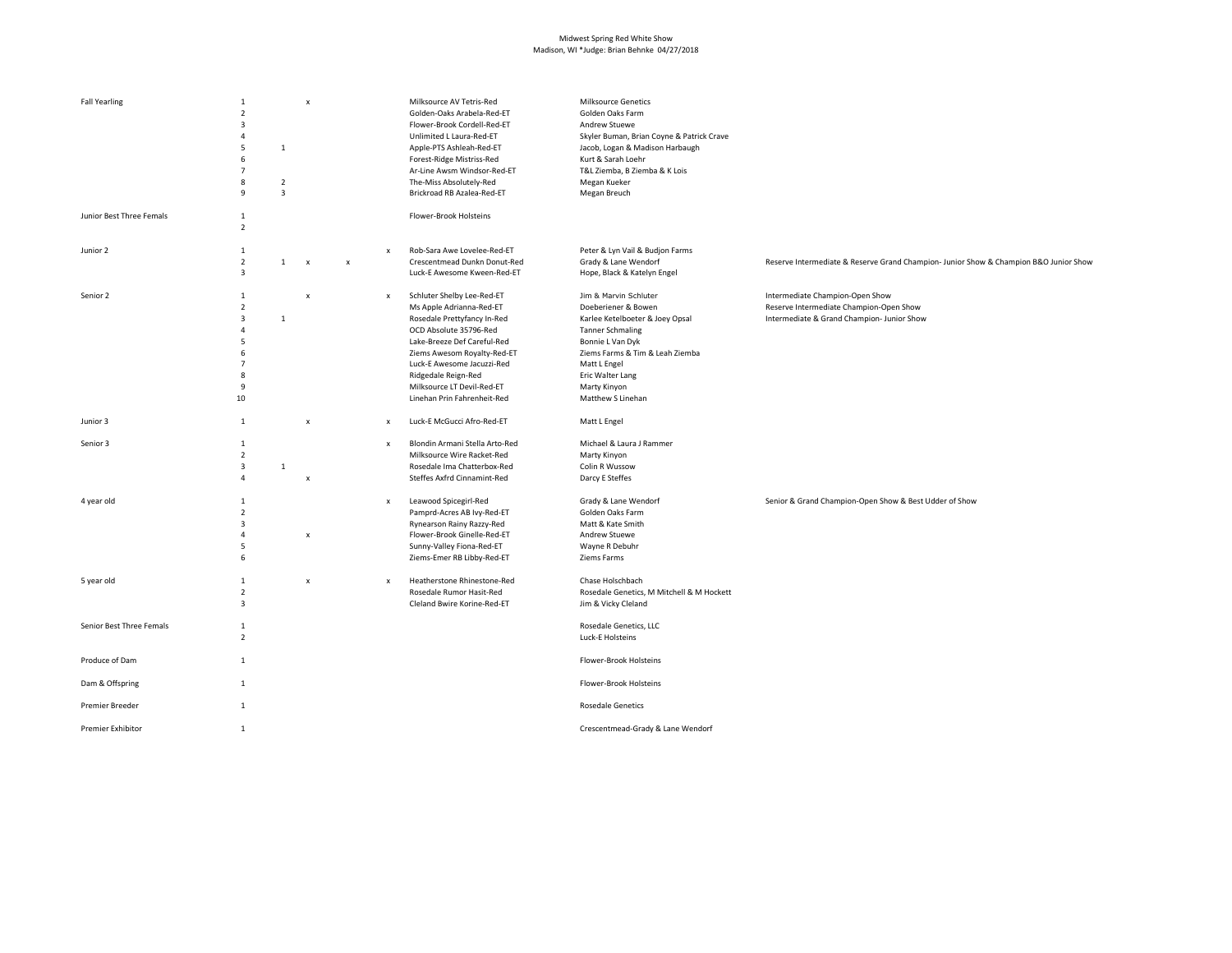Midwest Spring Red White Show
Madison, WI *Judge: Brian Behnke 04/27/2018

| | | | | | | | | |
|---|---|---|---|---|---|---|---|---|
| Fall Yearling | 1 | | x | | | Milksource AV Tetris-Red | Milksource Genetics | |
| | 2 | | | | | Golden-Oaks Arabela-Red-ET | Golden Oaks Farm | |
| | 3 | | | | | Flower-Brook Cordell-Red-ET | Andrew Stuewe | |
| | 4 | | | | | Unlimited L Laura-Red-ET | Skyler Buman, Brian Coyne & Patrick Crave | |
| | 5 | 1 | | | | Apple-PTS Ashleah-Red-ET | Jacob, Logan & Madison Harbaugh | |
| | 6 | | | | | Forest-Ridge Mistriss-Red | Kurt & Sarah Loehr | |
| | 7 | | | | | Ar-Line Awsm Windsor-Red-ET | T&L Ziemba, B Ziemba & K Lois | |
| | 8 | 2 | | | | The-Miss Absolutely-Red | Megan Kueker | |
| | 9 | 3 | | | | Brickroad RB Azalea-Red-ET | Megan Breuch | |
| Junior Best Three Femals | 1 | | | | | Flower-Brook Holsteins | | |
| | 2 | | | | | | | |
| Junior 2 | 1 | | | | x | Rob-Sara Awe Lovelee-Red-ET | Peter & Lyn Vail & Budjon Farms | |
| | 2 | 1 | x | x | | Crescentmead Dunkn Donut-Red | Grady & Lane Wendorf | Reserve Intermediate & Reserve Grand Champion- Junior Show & Champion B&O Junior Show |
| | 3 | | | | | Luck-E Awesome Kween-Red-ET | Hope, Black & Katelyn Engel | |
| Senior 2 | 1 | | x | | x | Schluter Shelby Lee-Red-ET | Jim & Marvin Schluter | Intermediate Champion-Open Show |
| | 2 | | | | | Ms Apple Adrianna-Red-ET | Doeberiener & Bowen | Reserve Intermediate Champion-Open Show |
| | 3 | 1 | | | | Rosedale Prettyfancy In-Red | Karlee Ketelboeter & Joey Opsal | Intermediate & Grand Champion- Junior Show |
| | 4 | | | | | OCD Absolute 35796-Red | Tanner Schmaling | |
| | 5 | | | | | Lake-Breeze Def Careful-Red | Bonnie L Van Dyk | |
| | 6 | | | | | Ziems Awesom Royalty-Red-ET | Ziems Farms & Tim & Leah Ziemba | |
| | 7 | | | | | Luck-E Awesome Jacuzzi-Red | Matt L Engel | |
| | 8 | | | | | Ridgedale Reign-Red | Eric Walter Lang | |
| | 9 | | | | | Milksource LT Devil-Red-ET | Marty Kinyon | |
| | 10 | | | | | Linehan Prin Fahrenheit-Red | Matthew S Linehan | |
| Junior 3 | 1 | | x | | x | Luck-E McGucci Afro-Red-ET | Matt L Engel | |
| Senior 3 | 1 | | | | x | Blondin Armani Stella Arto-Red | Michael & Laura J Rammer | |
| | 2 | | | | | Milksource Wire Racket-Red | Marty Kinyon | |
| | 3 | 1 | | | | Rosedale Ima Chatterbox-Red | Colin R Wussow | |
| | 4 | | x | | | Steffes Axfrd Cinnamint-Red | Darcy E Steffes | |
| 4 year old | 1 | | | | x | Leawood Spicegirl-Red | Grady & Lane Wendorf | Senior & Grand Champion-Open Show & Best Udder of Show |
| | 2 | | | | | Pamprd-Acres AB Ivy-Red-ET | Golden Oaks Farm | |
| | 3 | | | | | Rynearson Rainy Razzy-Red | Matt & Kate Smith | |
| | 4 | | x | | | Flower-Brook Ginelle-Red-ET | Andrew Stuewe | |
| | 5 | | | | | Sunny-Valley Fiona-Red-ET | Wayne R Debuhr | |
| | 6 | | | | | Ziems-Emer RB Libby-Red-ET | Ziems Farms | |
| 5 year old | 1 | | x | | x | Heatherstone Rhinestone-Red | Chase Holschbach | |
| | 2 | | | | | Rosedale Rumor Hasit-Red | Rosedale Genetics, M Mitchell & M Hockett | |
| | 3 | | | | | Cleland Bwire Korine-Red-ET | Jim & Vicky Cleland | |
| Senior Best Three Femals | 1 | | | | | | Rosedale Genetics, LLC | |
| | 2 | | | | | | Luck-E Holsteins | |
| Produce of Dam | 1 | | | | | | Flower-Brook Holsteins | |
| Dam & Offspring | 1 | | | | | | Flower-Brook Holsteins | |
| Premier Breeder | 1 | | | | | | Rosedale Genetics | |
| Premier Exhibitor | 1 | | | | | | Crescentmead-Grady & Lane Wendorf | |